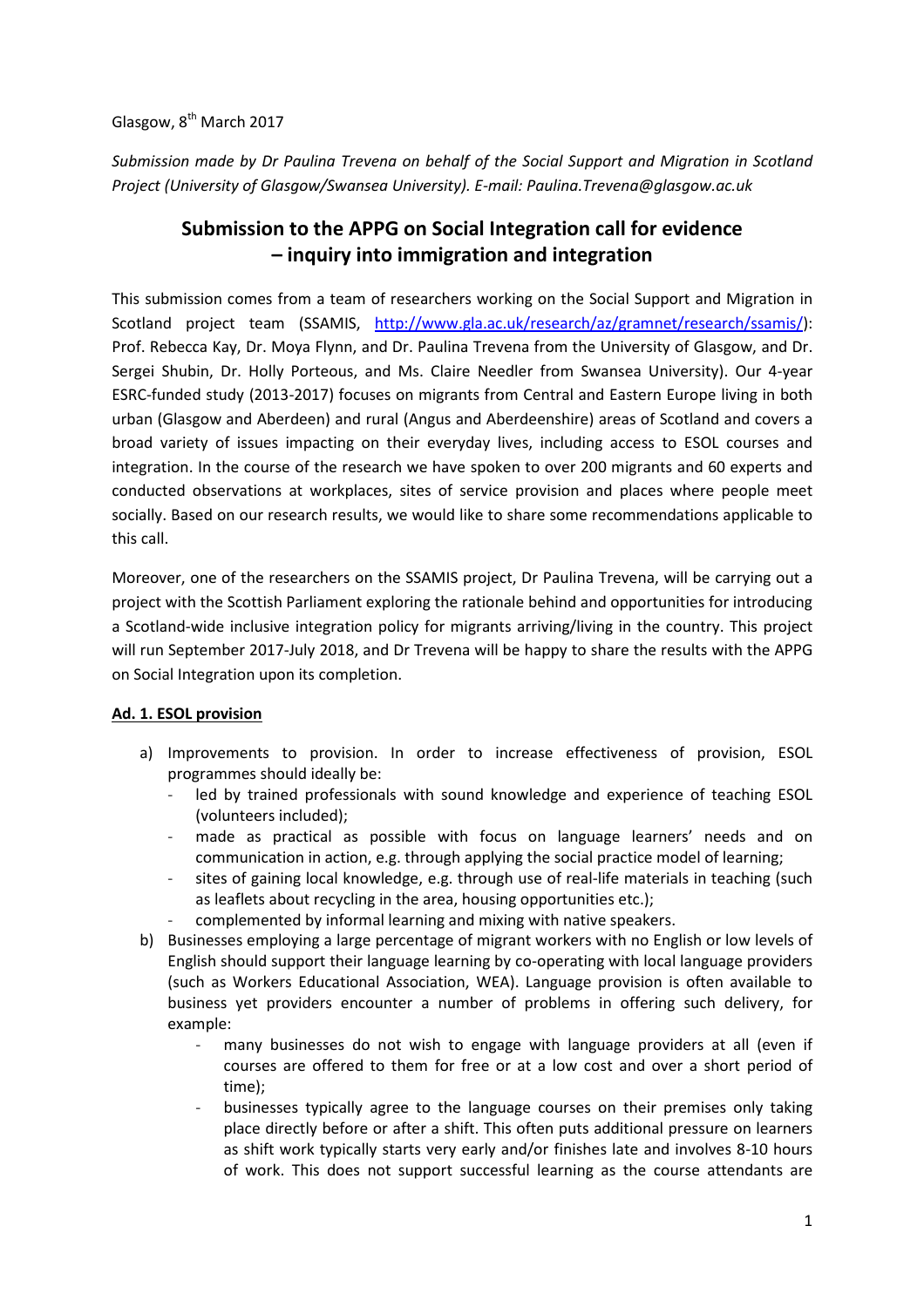Glasgow, 8th March 2017

*Submission made by Dr Paulina Trevena on behalf of the Social Support and Migration in Scotland Project (University of Glasgow/Swansea University). E-mail: Paulina.Trevena@glasgow.ac.uk*

## Submission to the APPG on Social Integration call for evidence – inquiry into immigration and integration

This submission comes from a team of researchers working on the Social Support and Migration in Scotland project team (SSAMIS, http://www.gla.ac.uk/research/az/gramnet/research/ssamis/): Prof. Rebecca Kay, Dr. Moya Flynn, and Dr. Paulina Trevena from the University of Glasgow, and Dr. Sergei Shubin, Dr. Holly Porteous, and Ms. Claire Needler from Swansea University). Our 4-year ESRC-funded study (2013-2017) focuses on migrants from Central and Eastern Europe living in both urban (Glasgow and Aberdeen) and rural (Angus and Aberdeenshire) areas of Scotland and covers a broad variety of issues impacting on their everyday lives, including access to ESOL courses and integration. In the course of the research we have spoken to over 200 migrants and 60 experts and conducted observations at workplaces, sites of service provision and places where people meet socially. Based on our research results, we would like to share some recommendations applicable to this call.

Moreover, one of the researchers on the SSAMIS project, Dr Paulina Trevena, will be carrying out a project with the Scottish Parliament exploring the rationale behind and opportunities for introducing a Scotland-wide inclusive integration policy for migrants arriving/living in the country. This project will run September 2017-July 2018, and Dr Trevena will be happy to share the results with the APPG on Social Integration upon its completion.

**Ad. 1. ESOL provision**

a) Improvements to provision. In order to increase effectiveness of provision, ESOL programmes should ideally be:
   - led by trained professionals with sound knowledge and experience of teaching ESOL (volunteers included);
   - made as practical as possible with focus on language learners' needs and on communication in action, e.g. through applying the social practice model of learning;
   - sites of gaining local knowledge, e.g. through use of real-life materials in teaching (such as leaflets about recycling in the area, housing opportunities etc.);
   - complemented by informal learning and mixing with native speakers.

b) Businesses employing a large percentage of migrant workers with no English or low levels of English should support their language learning by co-operating with local language providers (such as Workers Educational Association, WEA). Language provision is often available to business yet providers encounter a number of problems in offering such delivery, for example:
   - many businesses do not wish to engage with language providers at all (even if courses are offered to them for free or at a low cost and over a short period of time);
   - businesses typically agree to the language courses on their premises only taking place directly before or after a shift. This often puts additional pressure on learners as shift work typically starts very early and/or finishes late and involves 8-10 hours of work. This does not support successful learning as the course attendants are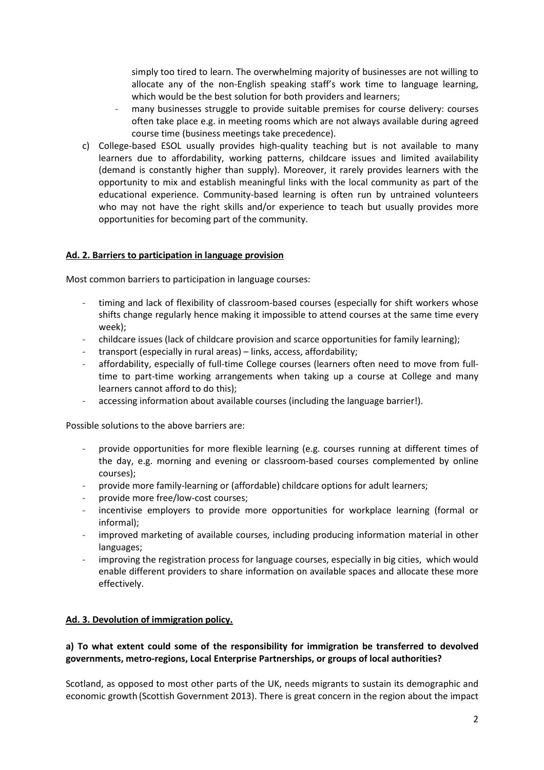simply too tired to learn. The overwhelming majority of businesses are not willing to allocate any of the non-English speaking staff's work time to language learning, which would be the best solution for both providers and learners;

- many businesses struggle to provide suitable premises for course delivery: courses often take place e.g. in meeting rooms which are not always available during agreed course time (business meetings take precedence).

c) College-based ESOL usually provides high-quality teaching but is not available to many learners due to affordability, working patterns, childcare issues and limited availability (demand is constantly higher than supply). Moreover, it rarely provides learners with the opportunity to mix and establish meaningful links with the local community as part of the educational experience. Community-based learning is often run by untrained volunteers who may not have the right skills and/or experience to teach but usually provides more opportunities for becoming part of the community.

**Ad. 2. Barriers to participation in language provision**

Most common barriers to participation in language courses:

- timing and lack of flexibility of classroom-based courses (especially for shift workers whose shifts change regularly hence making it impossible to attend courses at the same time every week);
- childcare issues (lack of childcare provision and scarce opportunities for family learning);
- transport (especially in rural areas) – links, access, affordability;
- affordability, especially of full-time College courses (learners often need to move from full-time to part-time working arrangements when taking up a course at College and many learners cannot afford to do this);
- accessing information about available courses (including the language barrier!).

Possible solutions to the above barriers are:

- provide opportunities for more flexible learning (e.g. courses running at different times of the day, e.g. morning and evening or classroom-based courses complemented by online courses);
- provide more family-learning or (affordable) childcare options for adult learners;
- provide more free/low-cost courses;
- incentivise employers to provide more opportunities for workplace learning (formal or informal);
- improved marketing of available courses, including producing information material in other languages;
- improving the registration process for language courses, especially in big cities, which would enable different providers to share information on available spaces and allocate these more effectively.

**Ad. 3. Devolution of immigration policy.**

**a) To what extent could some of the responsibility for immigration be transferred to devolved governments, metro-regions, Local Enterprise Partnerships, or groups of local authorities?**

Scotland, as opposed to most other parts of the UK, needs migrants to sustain its demographic and economic growth (Scottish Government 2013). There is great concern in the region about the impact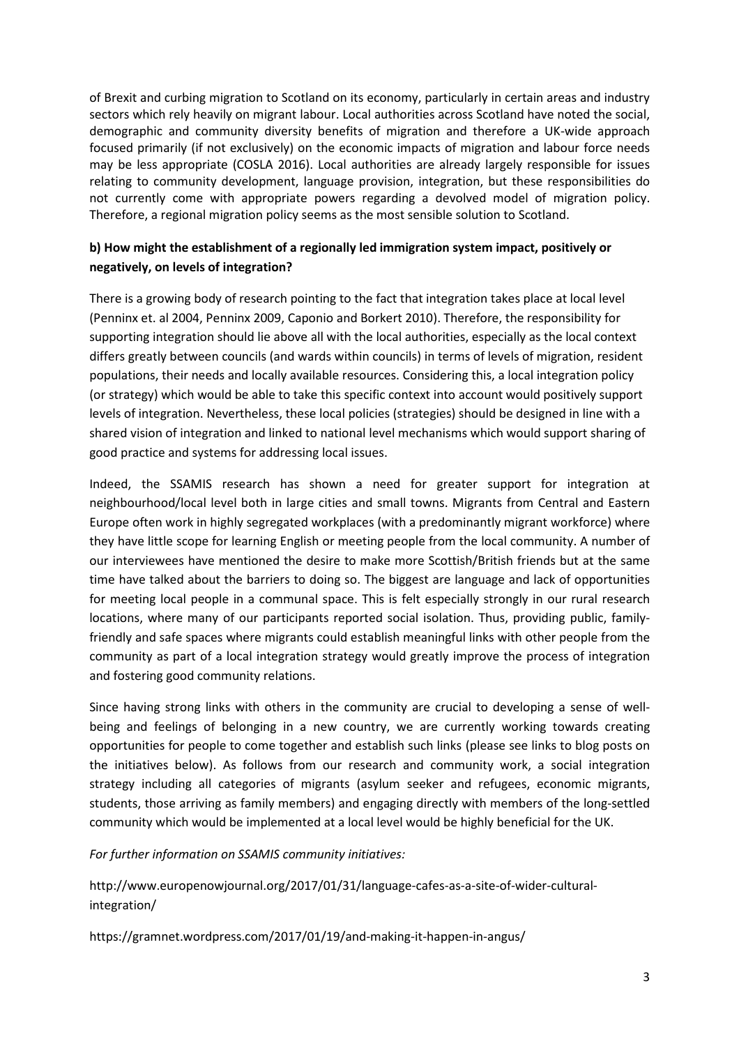of Brexit and curbing migration to Scotland on its economy, particularly in certain areas and industry sectors which rely heavily on migrant labour. Local authorities across Scotland have noted the social, demographic and community diversity benefits of migration and therefore a UK-wide approach focused primarily (if not exclusively) on the economic impacts of migration and labour force needs may be less appropriate (COSLA 2016). Local authorities are already largely responsible for issues relating to community development, language provision, integration, but these responsibilities do not currently come with appropriate powers regarding a devolved model of migration policy. Therefore, a regional migration policy seems as the most sensible solution to Scotland.

**b) How might the establishment of a regionally led immigration system impact, positively or negatively, on levels of integration?**

There is a growing body of research pointing to the fact that integration takes place at local level (Penninx et. al 2004, Penninx 2009, Caponio and Borkert 2010). Therefore, the responsibility for supporting integration should lie above all with the local authorities, especially as the local context differs greatly between councils (and wards within councils) in terms of levels of migration, resident populations, their needs and locally available resources. Considering this, a local integration policy (or strategy) which would be able to take this specific context into account would positively support levels of integration. Nevertheless, these local policies (strategies) should be designed in line with a shared vision of integration and linked to national level mechanisms which would support sharing of good practice and systems for addressing local issues.

Indeed, the SSAMIS research has shown a need for greater support for integration at neighbourhood/local level both in large cities and small towns. Migrants from Central and Eastern Europe often work in highly segregated workplaces (with a predominantly migrant workforce) where they have little scope for learning English or meeting people from the local community. A number of our interviewees have mentioned the desire to make more Scottish/British friends but at the same time have talked about the barriers to doing so. The biggest are language and lack of opportunities for meeting local people in a communal space. This is felt especially strongly in our rural research locations, where many of our participants reported social isolation. Thus, providing public, family-friendly and safe spaces where migrants could establish meaningful links with other people from the community as part of a local integration strategy would greatly improve the process of integration and fostering good community relations.

Since having strong links with others in the community are crucial to developing a sense of well-being and feelings of belonging in a new country, we are currently working towards creating opportunities for people to come together and establish such links (please see links to blog posts on the initiatives below). As follows from our research and community work, a social integration strategy including all categories of migrants (asylum seeker and refugees, economic migrants, students, those arriving as family members) and engaging directly with members of the long-settled community which would be implemented at a local level would be highly beneficial for the UK.

*For further information on SSAMIS community initiatives:*

http://www.europenowjournal.org/2017/01/31/language-cafes-as-a-site-of-wider-cultural-integration/

https://gramnet.wordpress.com/2017/01/19/and-making-it-happen-in-angus/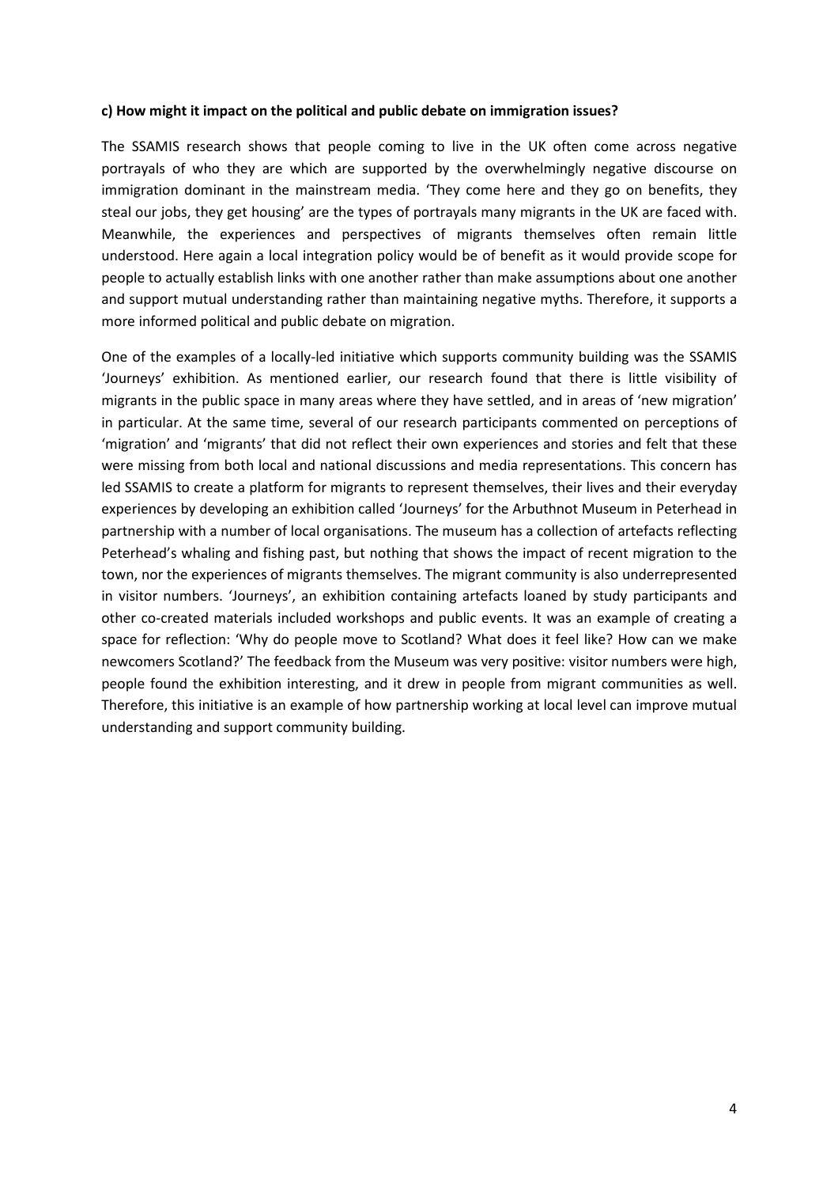**c) How might it impact on the political and public debate on immigration issues?**

The SSAMIS research shows that people coming to live in the UK often come across negative portrayals of who they are which are supported by the overwhelmingly negative discourse on immigration dominant in the mainstream media. 'They come here and they go on benefits, they steal our jobs, they get housing' are the types of portrayals many migrants in the UK are faced with. Meanwhile, the experiences and perspectives of migrants themselves often remain little understood. Here again a local integration policy would be of benefit as it would provide scope for people to actually establish links with one another rather than make assumptions about one another and support mutual understanding rather than maintaining negative myths. Therefore, it supports a more informed political and public debate on migration.

One of the examples of a locally-led initiative which supports community building was the SSAMIS 'Journeys' exhibition. As mentioned earlier, our research found that there is little visibility of migrants in the public space in many areas where they have settled, and in areas of 'new migration' in particular. At the same time, several of our research participants commented on perceptions of 'migration' and 'migrants' that did not reflect their own experiences and stories and felt that these were missing from both local and national discussions and media representations. This concern has led SSAMIS to create a platform for migrants to represent themselves, their lives and their everyday experiences by developing an exhibition called 'Journeys' for the Arbuthnot Museum in Peterhead in partnership with a number of local organisations. The museum has a collection of artefacts reflecting Peterhead's whaling and fishing past, but nothing that shows the impact of recent migration to the town, nor the experiences of migrants themselves. The migrant community is also underrepresented in visitor numbers. 'Journeys', an exhibition containing artefacts loaned by study participants and other co-created materials included workshops and public events. It was an example of creating a space for reflection: 'Why do people move to Scotland? What does it feel like? How can we make newcomers Scotland?' The feedback from the Museum was very positive: visitor numbers were high, people found the exhibition interesting, and it drew in people from migrant communities as well. Therefore, this initiative is an example of how partnership working at local level can improve mutual understanding and support community building.